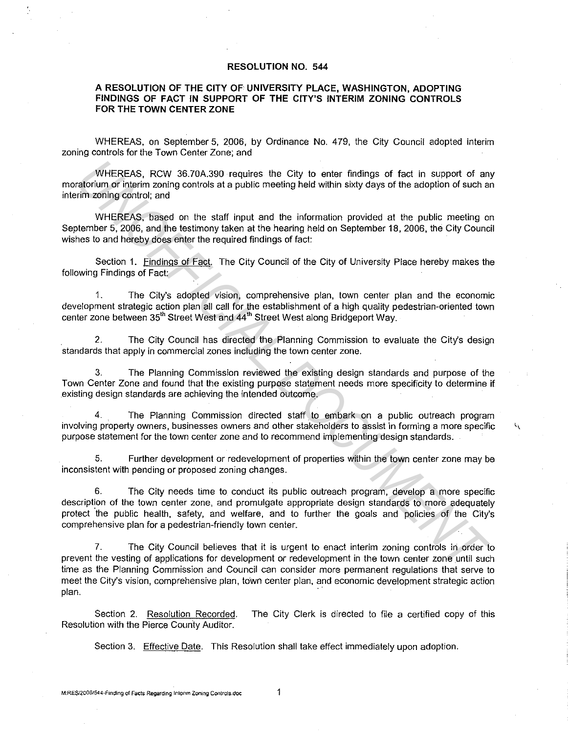# RESOLUTION NO. 544

## A RESOLUTION OF THE CITY OF UNIVERSITY PLACE, WASHINGTON, ADOPTING FINDINGS OF FACT IN SUPPORT OF THE CITY'S INTERIM ZONING CONTROLS FOR THE TOWN CENTER ZONE

WHEREAS, on September 5, 2006, by Ordinance No. 479, the City Council adopted interim zoning controls for the Town Center Zone; and

WHEREAS, RCW 36.70A.390 requires the City to enter findings of fact in support of any moratorium or interim zoning controls at a public meeting held within sixty days of the adoption of such an interim zoning control; and

WHEREAS, based on the staff input and the information provided at the public meeting on September 5, 2006, and the testimony taken at the hearing held on September 18, 2006, the City Council wishes to and hereby does enter the required findings of fact:

Section 1. Findings of Fact. The City Council of the City of University Place hereby makes the following Findings of Fact:

1. The City's adopted vision, comprehensive plan, town center plan and the economic development strategic action plan all call for the establishment of a high quality pedestrian-oriented town center zone between 35th Street West and 44th Street West along Bridgeport Way.

2. The City Council has directed the Planning Commission to evaluate the City's design standards that apply in commercial zones including the town center zone.

3. The Planning Commission reviewed the existing design standards and purpose of the Town Center Zone and found that the existing purpose statement needs more specificity to determine if existing design standards are achieving the intended outcome.

4. The Planning Commission directed staff to embark on a public outreach program involving property owners, businesses owners and other stakeholders to assist in forming a more specific purpose statement for the town center zone and to recommend implementing design standards.

5. Further development or redevelopment of properties within the town center zone may be inconsistent with pending or proposed zoning changes.

6. The City needs time to conduct its public outreach program, develop a more specific description of the town center zone, and promulgate appropriate design standards to more adequately protect the public health, safety, and welfare, and to further the goals and policies of the City's comprehensive plan for a pedestrian-friendly town center.

7. The City Council believes that it is urgent to enact interim zoning controls in order to prevent the vesting of applications for development or redevelopment in the town center zone until such time as the Planning Commission and Council can consider more permanent regulations that serve to meet the City's vision, comprehensive plan, town center plan, and economic development strategic action plan.

Section 2. Resolution Recorded. The City Clerk is directed to file a certified copy of this Resolution with the Pierce County Auditor.

Section 3. Effective Date. This Resolution shall take effect immediately upon adoption.

M:RES/2006/544-Finding of Facts Regarding Interim Zoning Controls.doc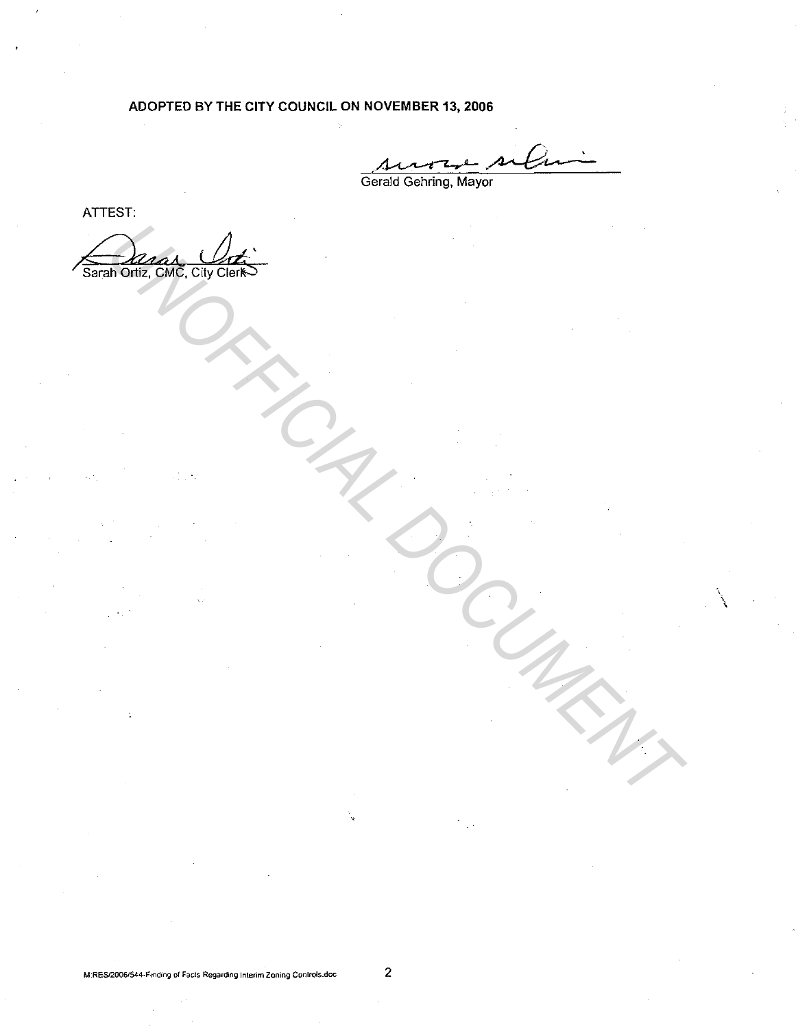**ADOPTED BY THE CITY COUNCIL ON NOVEMBER 13, 2006**

Gerald Gehring, Mayor

ATTEST:

Sarah Ortiz, CMC, City Clerk

UNOFFICIAL DOCUMENT

M:RES/2006/544-Finding of Facts Regarding Interim Zoning Controls.doc